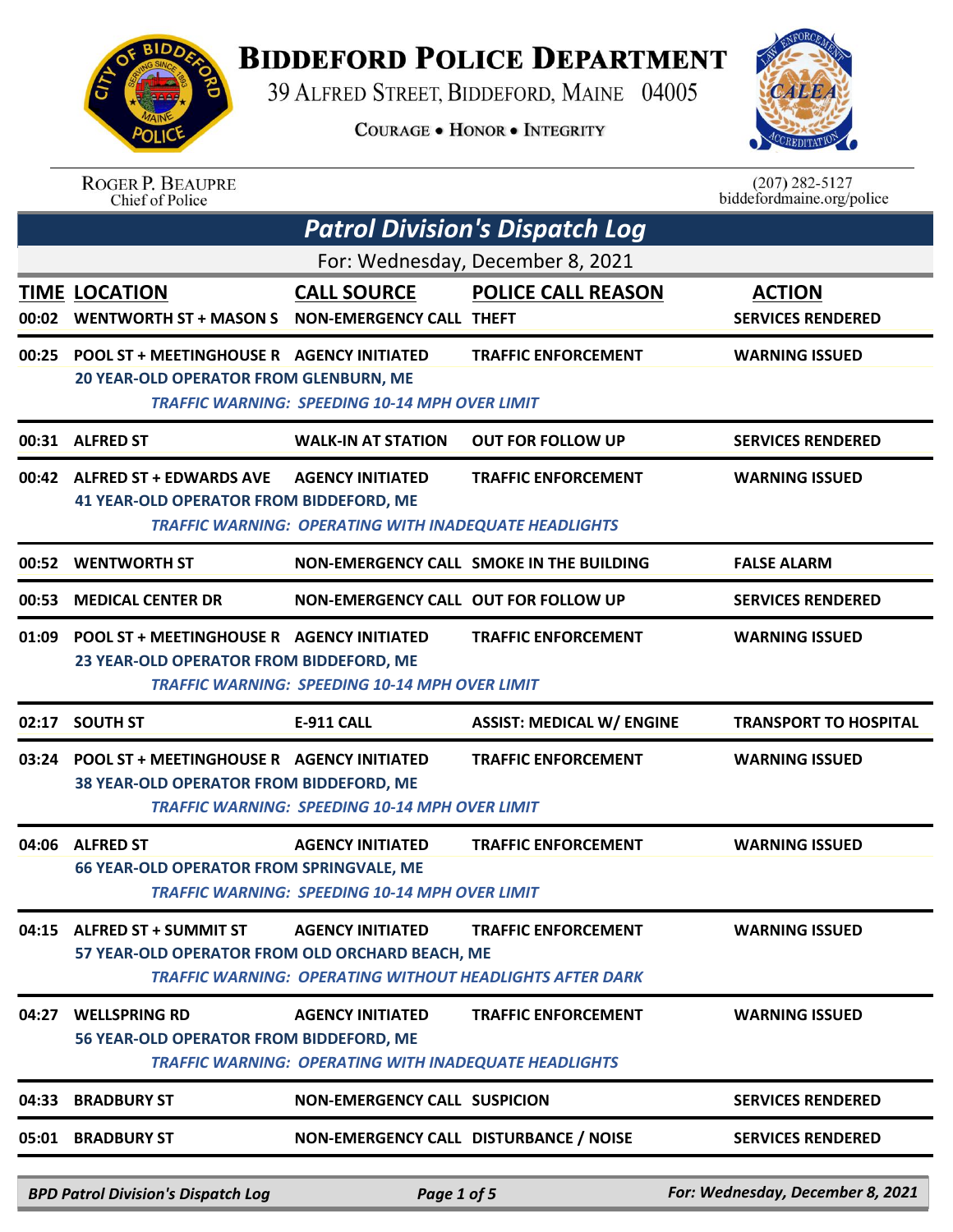# BIDDEFORD POLICE DEPARTMENT

39 ALFRED STREET, BIDDEFORD, MAINE 04005

COURAGE • HONOR • INTEGRITY

ROGER P. BEAUPRE
Chief of Police

(207) 282-5127
biddefordmaine.org/police

## *Patrol Division's Dispatch Log*

For: Wednesday, December 8, 2021

| TIME | LOCATION | CALL SOURCE | POLICE CALL REASON | ACTION |
|---|---|---|---|---|
| 00:02 | WENTWORTH ST + MASON S | NON-EMERGENCY CALL | THEFT | SERVICES RENDERED |
| 00:25 | POOL ST + MEETINGHOUSE R | AGENCY INITIATED | TRAFFIC ENFORCEMENT | WARNING ISSUED |
| | 20 YEAR-OLD OPERATOR FROM GLENBURN, ME<br>*TRAFFIC WARNING: SPEEDING 10-14 MPH OVER LIMIT* | | | |
| 00:31 | ALFRED ST | WALK-IN AT STATION | OUT FOR FOLLOW UP | SERVICES RENDERED |
| 00:42 | ALFRED ST + EDWARDS AVE | AGENCY INITIATED | TRAFFIC ENFORCEMENT | WARNING ISSUED |
| | 41 YEAR-OLD OPERATOR FROM BIDDEFORD, ME<br>*TRAFFIC WARNING: OPERATING WITH INADEQUATE HEADLIGHTS* | | | |
| 00:52 | WENTWORTH ST | NON-EMERGENCY CALL | SMOKE IN THE BUILDING | FALSE ALARM |
| 00:53 | MEDICAL CENTER DR | NON-EMERGENCY CALL | OUT FOR FOLLOW UP | SERVICES RENDERED |
| 01:09 | POOL ST + MEETINGHOUSE R | AGENCY INITIATED | TRAFFIC ENFORCEMENT | WARNING ISSUED |
| | 23 YEAR-OLD OPERATOR FROM BIDDEFORD, ME<br>*TRAFFIC WARNING: SPEEDING 10-14 MPH OVER LIMIT* | | | |
| 02:17 | SOUTH ST | E-911 CALL | ASSIST: MEDICAL W/ ENGINE | TRANSPORT TO HOSPITAL |
| 03:24 | POOL ST + MEETINGHOUSE R | AGENCY INITIATED | TRAFFIC ENFORCEMENT | WARNING ISSUED |
| | 38 YEAR-OLD OPERATOR FROM BIDDEFORD, ME<br>*TRAFFIC WARNING: SPEEDING 10-14 MPH OVER LIMIT* | | | |
| 04:06 | ALFRED ST | AGENCY INITIATED | TRAFFIC ENFORCEMENT | WARNING ISSUED |
| | 66 YEAR-OLD OPERATOR FROM SPRINGVALE, ME<br>*TRAFFIC WARNING: SPEEDING 10-14 MPH OVER LIMIT* | | | |
| 04:15 | ALFRED ST + SUMMIT ST | AGENCY INITIATED | TRAFFIC ENFORCEMENT | WARNING ISSUED |
| | 57 YEAR-OLD OPERATOR FROM OLD ORCHARD BEACH, ME<br>*TRAFFIC WARNING: OPERATING WITHOUT HEADLIGHTS AFTER DARK* | | | |
| 04:27 | WELLSPRING RD | AGENCY INITIATED | TRAFFIC ENFORCEMENT | WARNING ISSUED |
| | 56 YEAR-OLD OPERATOR FROM BIDDEFORD, ME<br>*TRAFFIC WARNING: OPERATING WITH INADEQUATE HEADLIGHTS* | | | |
| 04:33 | BRADBURY ST | NON-EMERGENCY CALL | SUSPICION | SERVICES RENDERED |
| 05:01 | BRADBURY ST | NON-EMERGENCY CALL | DISTURBANCE / NOISE | SERVICES RENDERED |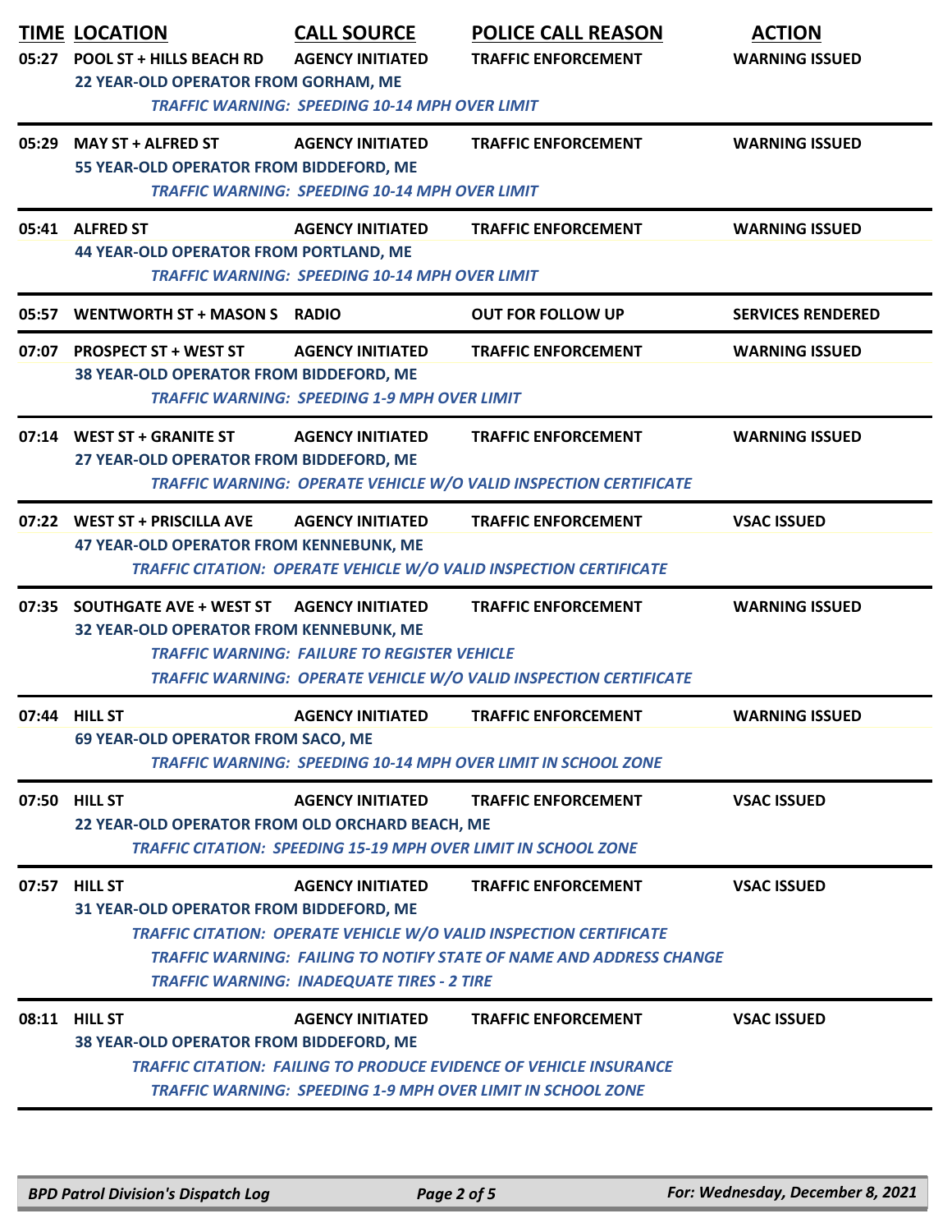| TIME | LOCATION | CALL SOURCE | POLICE CALL REASON | ACTION |
|---|---|---|---|---|
| 05:27 | POOL ST + HILLS BEACH RD | AGENCY INITIATED | TRAFFIC ENFORCEMENT | WARNING ISSUED |

22 YEAR-OLD OPERATOR FROM GORHAM, ME
*TRAFFIC WARNING: SPEEDING 10-14 MPH OVER LIMIT*

| TIME | LOCATION | CALL SOURCE | POLICE CALL REASON | ACTION |
|---|---|---|---|---|
| 05:29 | MAY ST + ALFRED ST | AGENCY INITIATED | TRAFFIC ENFORCEMENT | WARNING ISSUED |

55 YEAR-OLD OPERATOR FROM BIDDEFORD, ME
*TRAFFIC WARNING: SPEEDING 10-14 MPH OVER LIMIT*

| TIME | LOCATION | CALL SOURCE | POLICE CALL REASON | ACTION |
|---|---|---|---|---|
| 05:41 | ALFRED ST | AGENCY INITIATED | TRAFFIC ENFORCEMENT | WARNING ISSUED |

44 YEAR-OLD OPERATOR FROM PORTLAND, ME
*TRAFFIC WARNING: SPEEDING 10-14 MPH OVER LIMIT*

| TIME | LOCATION | CALL SOURCE | POLICE CALL REASON | ACTION |
|---|---|---|---|---|
| 05:57 | WENTWORTH ST + MASON S | RADIO | OUT FOR FOLLOW UP | SERVICES RENDERED |

| TIME | LOCATION | CALL SOURCE | POLICE CALL REASON | ACTION |
|---|---|---|---|---|
| 07:07 | PROSPECT ST + WEST ST | AGENCY INITIATED | TRAFFIC ENFORCEMENT | WARNING ISSUED |

38 YEAR-OLD OPERATOR FROM BIDDEFORD, ME
*TRAFFIC WARNING: SPEEDING 1-9 MPH OVER LIMIT*

| TIME | LOCATION | CALL SOURCE | POLICE CALL REASON | ACTION |
|---|---|---|---|---|
| 07:14 | WEST ST + GRANITE ST | AGENCY INITIATED | TRAFFIC ENFORCEMENT | WARNING ISSUED |

27 YEAR-OLD OPERATOR FROM BIDDEFORD, ME
*TRAFFIC WARNING: OPERATE VEHICLE W/O VALID INSPECTION CERTIFICATE*

| TIME | LOCATION | CALL SOURCE | POLICE CALL REASON | ACTION |
|---|---|---|---|---|
| 07:22 | WEST ST + PRISCILLA AVE | AGENCY INITIATED | TRAFFIC ENFORCEMENT | VSAC ISSUED |

47 YEAR-OLD OPERATOR FROM KENNEBUNK, ME
*TRAFFIC CITATION: OPERATE VEHICLE W/O VALID INSPECTION CERTIFICATE*

| TIME | LOCATION | CALL SOURCE | POLICE CALL REASON | ACTION |
|---|---|---|---|---|
| 07:35 | SOUTHGATE AVE + WEST ST | AGENCY INITIATED | TRAFFIC ENFORCEMENT | WARNING ISSUED |

32 YEAR-OLD OPERATOR FROM KENNEBUNK, ME
*TRAFFIC WARNING: FAILURE TO REGISTER VEHICLE*
*TRAFFIC WARNING: OPERATE VEHICLE W/O VALID INSPECTION CERTIFICATE*

| TIME | LOCATION | CALL SOURCE | POLICE CALL REASON | ACTION |
|---|---|---|---|---|
| 07:44 | HILL ST | AGENCY INITIATED | TRAFFIC ENFORCEMENT | WARNING ISSUED |

69 YEAR-OLD OPERATOR FROM SACO, ME
*TRAFFIC WARNING: SPEEDING 10-14 MPH OVER LIMIT IN SCHOOL ZONE*

| TIME | LOCATION | CALL SOURCE | POLICE CALL REASON | ACTION |
|---|---|---|---|---|
| 07:50 | HILL ST | AGENCY INITIATED | TRAFFIC ENFORCEMENT | VSAC ISSUED |

22 YEAR-OLD OPERATOR FROM OLD ORCHARD BEACH, ME
*TRAFFIC CITATION: SPEEDING 15-19 MPH OVER LIMIT IN SCHOOL ZONE*

| TIME | LOCATION | CALL SOURCE | POLICE CALL REASON | ACTION |
|---|---|---|---|---|
| 07:57 | HILL ST | AGENCY INITIATED | TRAFFIC ENFORCEMENT | VSAC ISSUED |

31 YEAR-OLD OPERATOR FROM BIDDEFORD, ME
*TRAFFIC CITATION: OPERATE VEHICLE W/O VALID INSPECTION CERTIFICATE*
*TRAFFIC WARNING: FAILING TO NOTIFY STATE OF NAME AND ADDRESS CHANGE*
*TRAFFIC WARNING: INADEQUATE TIRES - 2 TIRE*

| TIME | LOCATION | CALL SOURCE | POLICE CALL REASON | ACTION |
|---|---|---|---|---|
| 08:11 | HILL ST | AGENCY INITIATED | TRAFFIC ENFORCEMENT | VSAC ISSUED |

38 YEAR-OLD OPERATOR FROM BIDDEFORD, ME
*TRAFFIC CITATION: FAILING TO PRODUCE EVIDENCE OF VEHICLE INSURANCE*
*TRAFFIC WARNING: SPEEDING 1-9 MPH OVER LIMIT IN SCHOOL ZONE*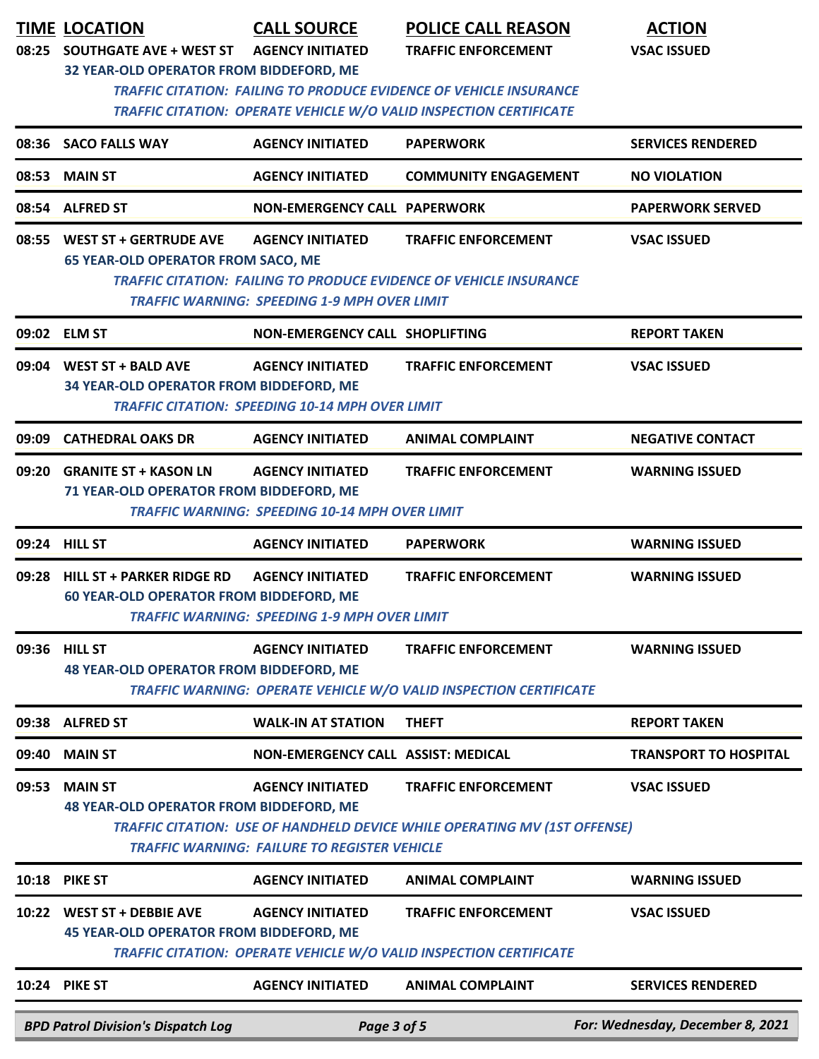| TIME | LOCATION | CALL SOURCE | POLICE CALL REASON | ACTION |
|---|---|---|---|---|
| 08:25 | SOUTHGATE AVE + WEST ST | AGENCY INITIATED | TRAFFIC ENFORCEMENT | VSAC ISSUED |
| | 32 YEAR-OLD OPERATOR FROM BIDDEFORD, ME | | | |
| | *TRAFFIC CITATION: FAILING TO PRODUCE EVIDENCE OF VEHICLE INSURANCE* | | | |
| | *TRAFFIC CITATION: OPERATE VEHICLE W/O VALID INSPECTION CERTIFICATE* | | | |
| 08:36 | SACO FALLS WAY | AGENCY INITIATED | PAPERWORK | SERVICES RENDERED |
| 08:53 | MAIN ST | AGENCY INITIATED | COMMUNITY ENGAGEMENT | NO VIOLATION |
| 08:54 | ALFRED ST | NON-EMERGENCY CALL | PAPERWORK | PAPERWORK SERVED |
| 08:55 | WEST ST + GERTRUDE AVE | AGENCY INITIATED | TRAFFIC ENFORCEMENT | VSAC ISSUED |
| | 65 YEAR-OLD OPERATOR FROM SACO, ME | | | |
| | *TRAFFIC CITATION: FAILING TO PRODUCE EVIDENCE OF VEHICLE INSURANCE* | | | |
| | *TRAFFIC WARNING: SPEEDING 1-9 MPH OVER LIMIT* | | | |
| 09:02 | ELM ST | NON-EMERGENCY CALL | SHOPLIFTING | REPORT TAKEN |
| 09:04 | WEST ST + BALD AVE | AGENCY INITIATED | TRAFFIC ENFORCEMENT | VSAC ISSUED |
| | 34 YEAR-OLD OPERATOR FROM BIDDEFORD, ME | | | |
| | *TRAFFIC CITATION: SPEEDING 10-14 MPH OVER LIMIT* | | | |
| 09:09 | CATHEDRAL OAKS DR | AGENCY INITIATED | ANIMAL COMPLAINT | NEGATIVE CONTACT |
| 09:20 | GRANITE ST + KASON LN | AGENCY INITIATED | TRAFFIC ENFORCEMENT | WARNING ISSUED |
| | 71 YEAR-OLD OPERATOR FROM BIDDEFORD, ME | | | |
| | *TRAFFIC WARNING: SPEEDING 10-14 MPH OVER LIMIT* | | | |
| 09:24 | HILL ST | AGENCY INITIATED | PAPERWORK | WARNING ISSUED |
| 09:28 | HILL ST + PARKER RIDGE RD | AGENCY INITIATED | TRAFFIC ENFORCEMENT | WARNING ISSUED |
| | 60 YEAR-OLD OPERATOR FROM BIDDEFORD, ME | | | |
| | *TRAFFIC WARNING: SPEEDING 1-9 MPH OVER LIMIT* | | | |
| 09:36 | HILL ST | AGENCY INITIATED | TRAFFIC ENFORCEMENT | WARNING ISSUED |
| | 48 YEAR-OLD OPERATOR FROM BIDDEFORD, ME | | | |
| | *TRAFFIC WARNING: OPERATE VEHICLE W/O VALID INSPECTION CERTIFICATE* | | | |
| 09:38 | ALFRED ST | WALK-IN AT STATION | THEFT | REPORT TAKEN |
| 09:40 | MAIN ST | NON-EMERGENCY CALL | ASSIST: MEDICAL | TRANSPORT TO HOSPITAL |
| 09:53 | MAIN ST | AGENCY INITIATED | TRAFFIC ENFORCEMENT | VSAC ISSUED |
| | 48 YEAR-OLD OPERATOR FROM BIDDEFORD, ME | | | |
| | *TRAFFIC CITATION: USE OF HANDHELD DEVICE WHILE OPERATING MV (1ST OFFENSE)* | | | |
| | *TRAFFIC WARNING: FAILURE TO REGISTER VEHICLE* | | | |
| 10:18 | PIKE ST | AGENCY INITIATED | ANIMAL COMPLAINT | WARNING ISSUED |
| 10:22 | WEST ST + DEBBIE AVE | AGENCY INITIATED | TRAFFIC ENFORCEMENT | VSAC ISSUED |
| | 45 YEAR-OLD OPERATOR FROM BIDDEFORD, ME | | | |
| | *TRAFFIC CITATION: OPERATE VEHICLE W/O VALID INSPECTION CERTIFICATE* | | | |
| 10:24 | PIKE ST | AGENCY INITIATED | ANIMAL COMPLAINT | SERVICES RENDERED |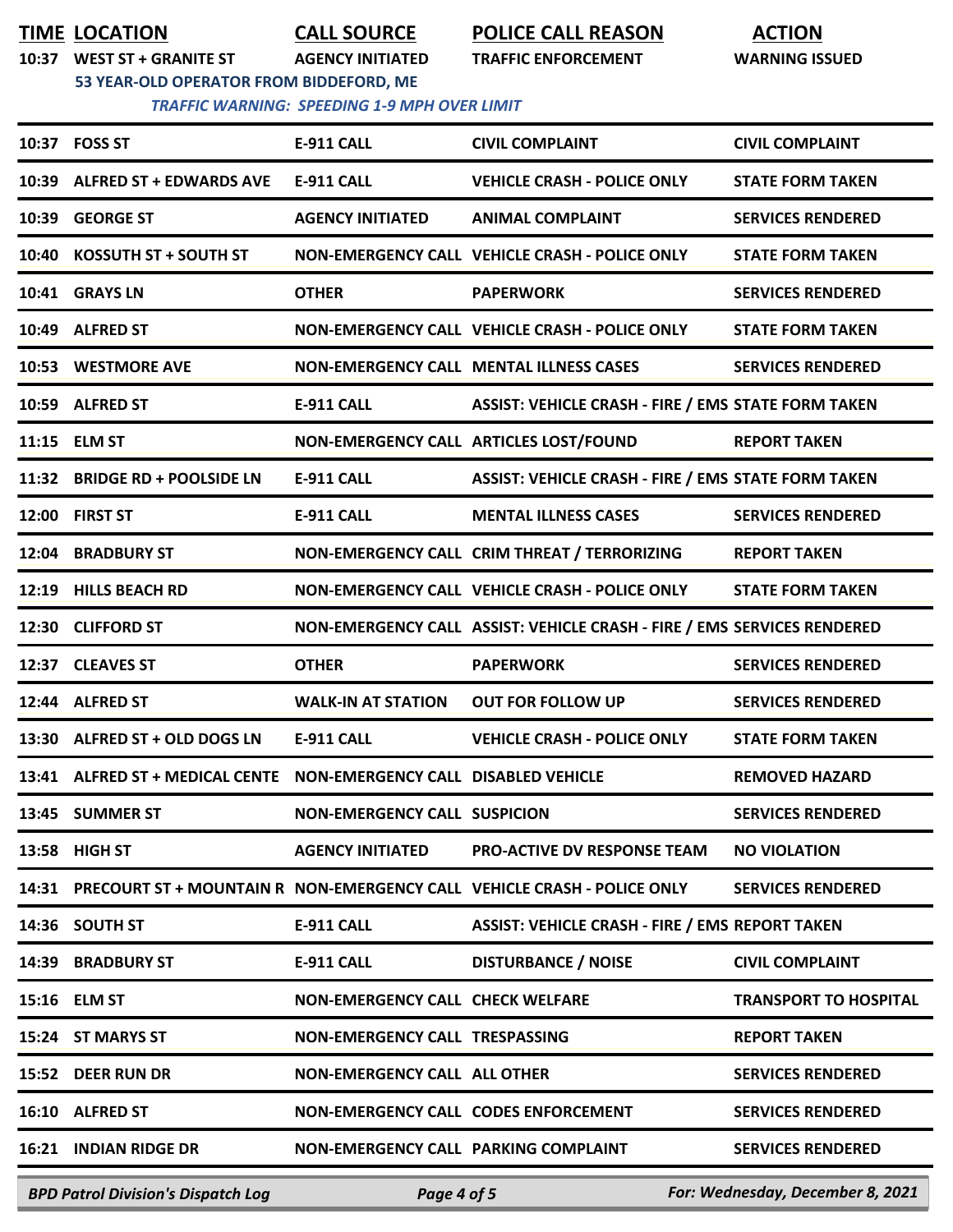| TIME | LOCATION | CALL SOURCE | POLICE CALL REASON | ACTION |
|---|---|---|---|---|
| 10:37 | WEST ST + GRANITE ST | AGENCY INITIATED | TRAFFIC ENFORCEMENT | WARNING ISSUED |
| | 53 YEAR-OLD OPERATOR FROM BIDDEFORD, ME | | | |
| | *TRAFFIC WARNING: SPEEDING 1-9 MPH OVER LIMIT* | | | |
| 10:37 | FOSS ST | E-911 CALL | CIVIL COMPLAINT | CIVIL COMPLAINT |
| 10:39 | ALFRED ST + EDWARDS AVE | E-911 CALL | VEHICLE CRASH - POLICE ONLY | STATE FORM TAKEN |
| 10:39 | GEORGE ST | AGENCY INITIATED | ANIMAL COMPLAINT | SERVICES RENDERED |
| 10:40 | KOSSUTH ST + SOUTH ST | NON-EMERGENCY CALL | VEHICLE CRASH - POLICE ONLY | STATE FORM TAKEN |
| 10:41 | GRAYS LN | OTHER | PAPERWORK | SERVICES RENDERED |
| 10:49 | ALFRED ST | NON-EMERGENCY CALL | VEHICLE CRASH - POLICE ONLY | STATE FORM TAKEN |
| 10:53 | WESTMORE AVE | NON-EMERGENCY CALL | MENTAL ILLNESS CASES | SERVICES RENDERED |
| 10:59 | ALFRED ST | E-911 CALL | ASSIST: VEHICLE CRASH - FIRE / EMS | STATE FORM TAKEN |
| 11:15 | ELM ST | NON-EMERGENCY CALL | ARTICLES LOST/FOUND | REPORT TAKEN |
| 11:32 | BRIDGE RD + POOLSIDE LN | E-911 CALL | ASSIST: VEHICLE CRASH - FIRE / EMS | STATE FORM TAKEN |
| 12:00 | FIRST ST | E-911 CALL | MENTAL ILLNESS CASES | SERVICES RENDERED |
| 12:04 | BRADBURY ST | NON-EMERGENCY CALL | CRIM THREAT / TERRORIZING | REPORT TAKEN |
| 12:19 | HILLS BEACH RD | NON-EMERGENCY CALL | VEHICLE CRASH - POLICE ONLY | STATE FORM TAKEN |
| 12:30 | CLIFFORD ST | NON-EMERGENCY CALL | ASSIST: VEHICLE CRASH - FIRE / EMS | SERVICES RENDERED |
| 12:37 | CLEAVES ST | OTHER | PAPERWORK | SERVICES RENDERED |
| 12:44 | ALFRED ST | WALK-IN AT STATION | OUT FOR FOLLOW UP | SERVICES RENDERED |
| 13:30 | ALFRED ST + OLD DOGS LN | E-911 CALL | VEHICLE CRASH - POLICE ONLY | STATE FORM TAKEN |
| 13:41 | ALFRED ST + MEDICAL CENTE | NON-EMERGENCY CALL | DISABLED VEHICLE | REMOVED HAZARD |
| 13:45 | SUMMER ST | NON-EMERGENCY CALL | SUSPICION | SERVICES RENDERED |
| 13:58 | HIGH ST | AGENCY INITIATED | PRO-ACTIVE DV RESPONSE TEAM | NO VIOLATION |
| 14:31 | PRECOURT ST + MOUNTAIN R | NON-EMERGENCY CALL | VEHICLE CRASH - POLICE ONLY | SERVICES RENDERED |
| 14:36 | SOUTH ST | E-911 CALL | ASSIST: VEHICLE CRASH - FIRE / EMS | REPORT TAKEN |
| 14:39 | BRADBURY ST | E-911 CALL | DISTURBANCE / NOISE | CIVIL COMPLAINT |
| 15:16 | ELM ST | NON-EMERGENCY CALL | CHECK WELFARE | TRANSPORT TO HOSPITAL |
| 15:24 | ST MARYS ST | NON-EMERGENCY CALL | TRESPASSING | REPORT TAKEN |
| 15:52 | DEER RUN DR | NON-EMERGENCY CALL | ALL OTHER | SERVICES RENDERED |
| 16:10 | ALFRED ST | NON-EMERGENCY CALL | CODES ENFORCEMENT | SERVICES RENDERED |
| 16:21 | INDIAN RIDGE DR | NON-EMERGENCY CALL | PARKING COMPLAINT | SERVICES RENDERED |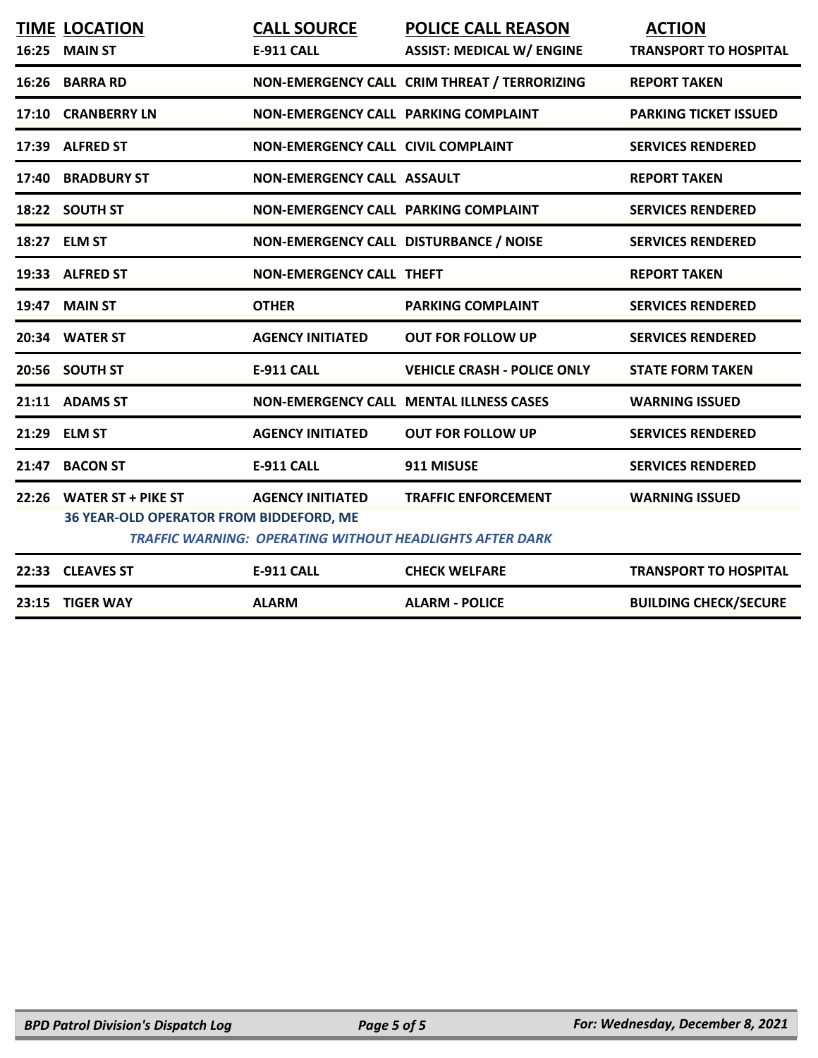| TIME | LOCATION | CALL SOURCE | POLICE CALL REASON | ACTION |
|---|---|---|---|---|
| 16:25 | MAIN ST | E-911 CALL | ASSIST: MEDICAL W/ ENGINE | TRANSPORT TO HOSPITAL |
| 16:26 | BARRA RD | NON-EMERGENCY CALL | CRIM THREAT / TERRORIZING | REPORT TAKEN |
| 17:10 | CRANBERRY LN | NON-EMERGENCY CALL | PARKING COMPLAINT | PARKING TICKET ISSUED |
| 17:39 | ALFRED ST | NON-EMERGENCY CALL | CIVIL COMPLAINT | SERVICES RENDERED |
| 17:40 | BRADBURY ST | NON-EMERGENCY CALL | ASSAULT | REPORT TAKEN |
| 18:22 | SOUTH ST | NON-EMERGENCY CALL | PARKING COMPLAINT | SERVICES RENDERED |
| 18:27 | ELM ST | NON-EMERGENCY CALL | DISTURBANCE / NOISE | SERVICES RENDERED |
| 19:33 | ALFRED ST | NON-EMERGENCY CALL | THEFT | REPORT TAKEN |
| 19:47 | MAIN ST | OTHER | PARKING COMPLAINT | SERVICES RENDERED |
| 20:34 | WATER ST | AGENCY INITIATED | OUT FOR FOLLOW UP | SERVICES RENDERED |
| 20:56 | SOUTH ST | E-911 CALL | VEHICLE CRASH - POLICE ONLY | STATE FORM TAKEN |
| 21:11 | ADAMS ST | NON-EMERGENCY CALL | MENTAL ILLNESS CASES | WARNING ISSUED |
| 21:29 | ELM ST | AGENCY INITIATED | OUT FOR FOLLOW UP | SERVICES RENDERED |
| 21:47 | BACON ST | E-911 CALL | 911 MISUSE | SERVICES RENDERED |
| 22:26 | WATER ST + PIKE ST | AGENCY INITIATED | TRAFFIC ENFORCEMENT | WARNING ISSUED |
| | 36 YEAR-OLD OPERATOR FROM BIDDEFORD, ME | | | |
| | *TRAFFIC WARNING: OPERATING WITHOUT HEADLIGHTS AFTER DARK* | | | |
| 22:33 | CLEAVES ST | E-911 CALL | CHECK WELFARE | TRANSPORT TO HOSPITAL |
| 23:15 | TIGER WAY | ALARM | ALARM - POLICE | BUILDING CHECK/SECURE |